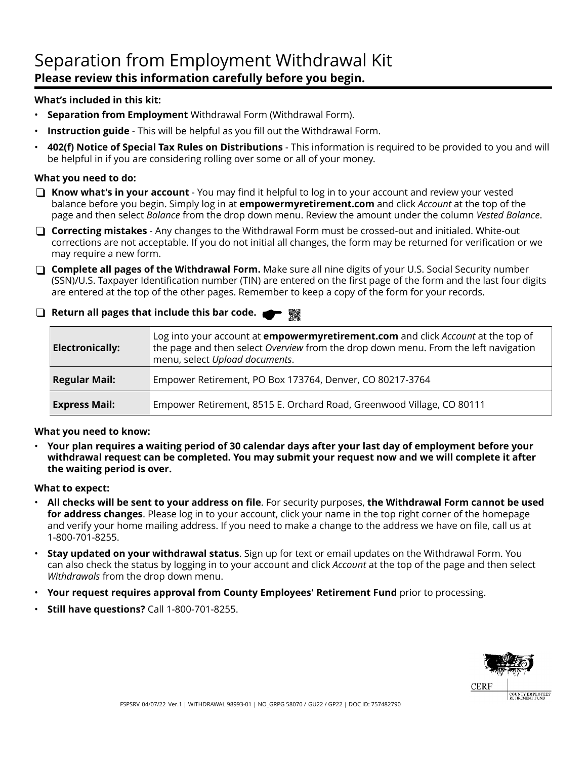# Separation from Employment Withdrawal Kit

**Please review this information carefully before you begin.**

**What's included in this kit:**

- **Separation from Employment** Withdrawal Form (Withdrawal Form).
- **Instruction guide** - This will be helpful as you fill out the Withdrawal Form.
- **402(f) Notice of Special Tax Rules on Distributions** - This information is required to be provided to you and will be helpful in if you are considering rolling over some or all of your money.

**What you need to do:**

- ❑ **Know what's in your account** - You may find it helpful to log in to your account and review your vested balance before you begin. Simply log in at **empowermyretirement.com** and click *Account* at the top of the page and then select *Balance* from the drop down menu. Review the amount under the column *Vested Balance*.
- ❑ **Correcting mistakes** - Any changes to the Withdrawal Form must be crossed-out and initialed. White-out corrections are not acceptable. If you do not initial all changes, the form may be returned for verification or we may require a new form.
- ❑ **Complete all pages of the Withdrawal Form.** Make sure all nine digits of your U.S. Social Security number (SSN)/U.S. Taxpayer Identification number (TIN) are entered on the first page of the form and the last four digits are entered at the top of the other pages. Remember to keep a copy of the form for your records.
- ❑ **Return all pages that include this bar code.**

| | |
|---|---|
| **Electronically:** | Log into your account at **empowermyretirement.com** and click *Account* at the top of the page and then select *Overview* from the drop down menu. From the left navigation menu, select *Upload documents*. |
| **Regular Mail:** | Empower Retirement, PO Box 173764, Denver, CO 80217-3764 |
| **Express Mail:** | Empower Retirement, 8515 E. Orchard Road, Greenwood Village, CO 80111 |

**What you need to know:**

- **Your plan requires a waiting period of 30 calendar days after your last day of employment before your withdrawal request can be completed. You may submit your request now and we will complete it after the waiting period is over.**

**What to expect:**

- **All checks will be sent to your address on file**. For security purposes, **the Withdrawal Form cannot be used for address changes**. Please log in to your account, click your name in the top right corner of the homepage and verify your home mailing address. If you need to make a change to the address we have on file, call us at 1-800-701-8255.
- **Stay updated on your withdrawal status**. Sign up for text or email updates on the Withdrawal Form. You can also check the status by logging in to your account and click *Account* at the top of the page and then select *Withdrawals* from the drop down menu.
- **Your request requires approval from County Employees' Retirement Fund** prior to processing.
- **Still have questions?** Call 1-800-701-8255.

CERF | COUNTY EMPLOYEES' RETIREMENT FUND

FSPSRV 04/07/22 Ver.1 | WITHDRAWAL 98993-01 | NO_GRPG 58070 / GU22 / GP22 | DOC ID: 757482790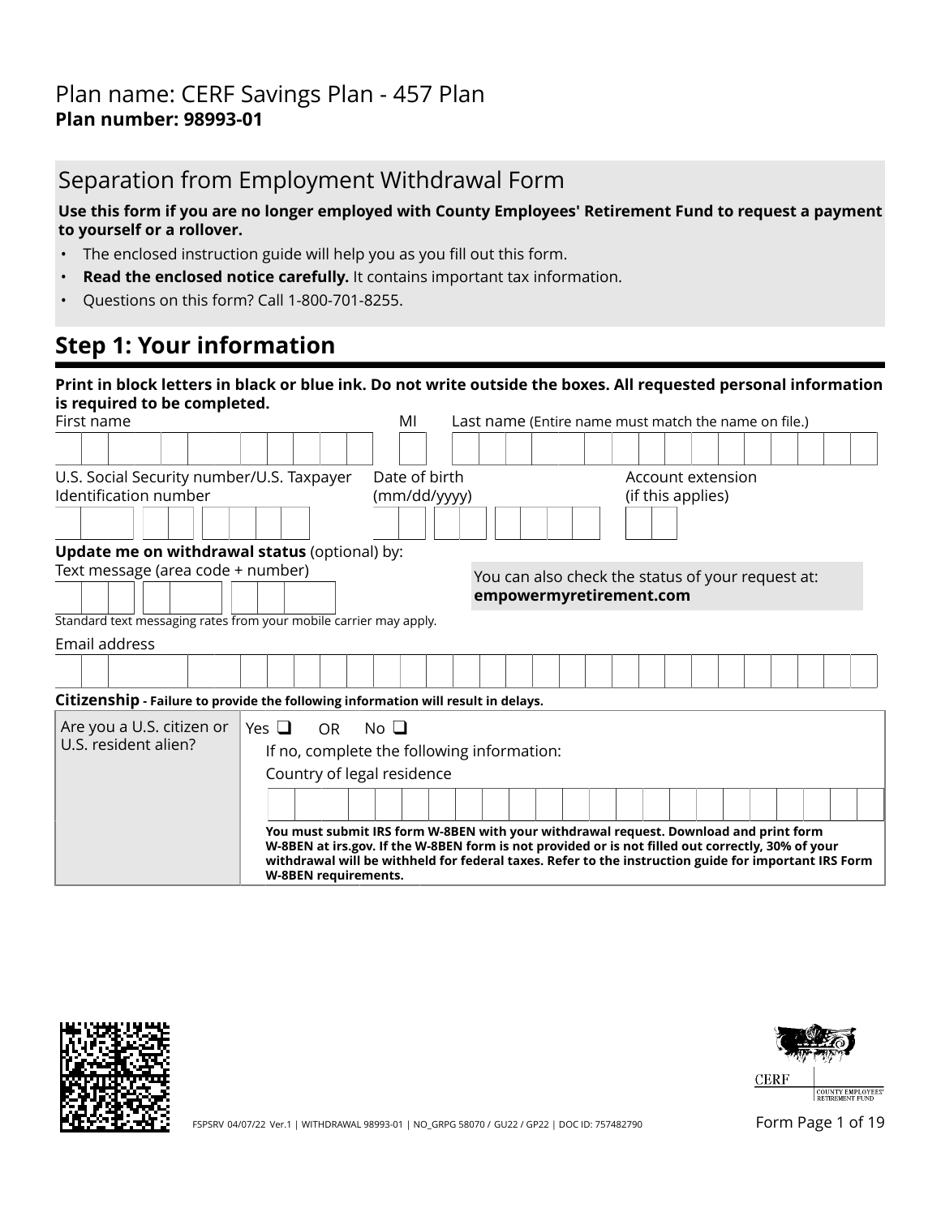Plan name: CERF Savings Plan - 457 Plan
**Plan number: 98993-01**

## Separation from Employment Withdrawal Form

**Use this form if you are no longer employed with County Employees' Retirement Fund to request a payment to yourself or a rollover.**

- The enclosed instruction guide will help you as you fill out this form.
- **Read the enclosed notice carefully.** It contains important tax information.
- Questions on this form? Call 1-800-701-8255.

## Step 1: Your information

**Print in block letters in black or blue ink. Do not write outside the boxes. All requested personal information is required to be completed.**

First name

MI

Last name (Entire name must match the name on file.)

U.S. Social Security number/U.S. Taxpayer Identification number

Date of birth (mm/dd/yyyy)

Account extension (if this applies)

**Update me on withdrawal status** (optional) by:

Text message (area code + number)

Standard text messaging rates from your mobile carrier may apply.

You can also check the status of your request at: **empowermyretirement.com**

Email address

**Citizenship - Failure to provide the following information will result in delays.**

| Are you a U.S. citizen or U.S. resident alien? | Yes ☐ OR No ☐<br>If no, complete the following information:<br>Country of legal residence<br>**You must submit IRS form W-8BEN with your withdrawal request. Download and print form W-8BEN at irs.gov. If the W-8BEN form is not provided or is not filled out correctly, 30% of your withdrawal will be withheld for federal taxes. Refer to the instruction guide for important IRS Form W-8BEN requirements.** |
|---|---|

FSPSRV 04/07/22 Ver.1 | WITHDRAWAL 98993-01 | NO_GRPG 58070 / GU22 / GP22 | DOC ID: 757482790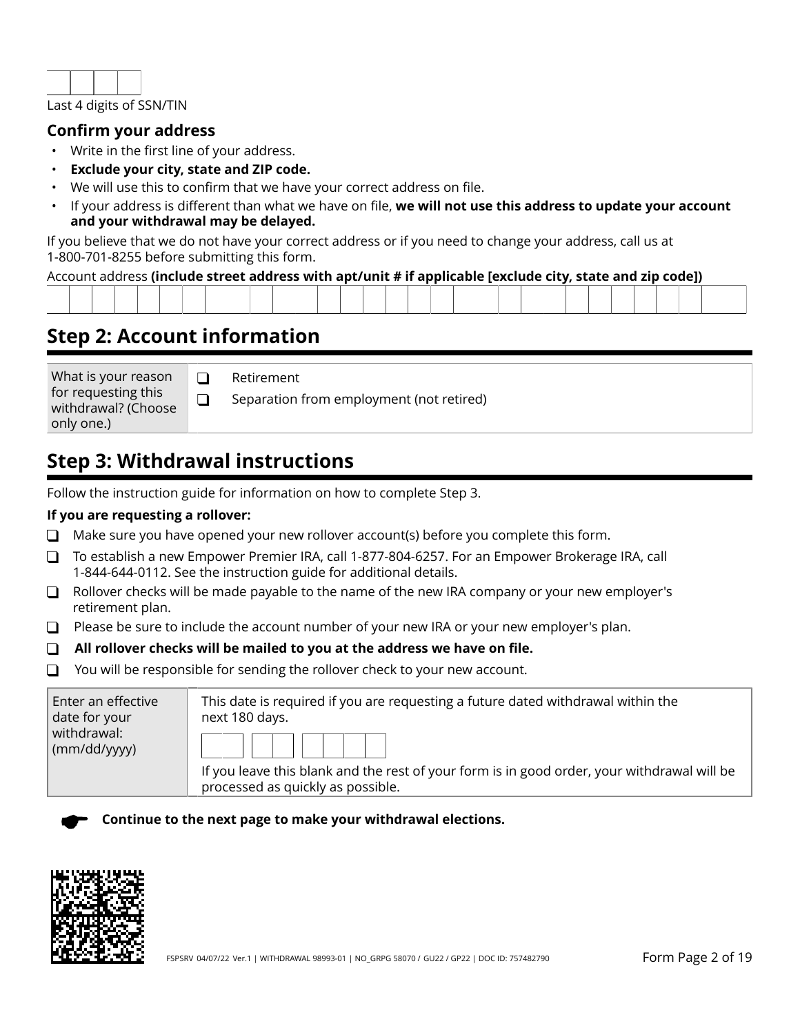Last 4 digits of SSN/TIN

### Confirm your address

- Write in the first line of your address.
- **Exclude your city, state and ZIP code.**
- We will use this to confirm that we have your correct address on file.
- If your address is different than what we have on file, **we will not use this address to update your account and your withdrawal may be delayed.**

If you believe that we do not have your correct address or if you need to change your address, call us at 1-800-701-8255 before submitting this form.

Account address **(include street address with apt/unit # if applicable [exclude city, state and zip code])**

## Step 2: Account information

| What is your reason for requesting this withdrawal? (Choose only one.) | ❑ Retirement<br>❑ Separation from employment (not retired) |
|---|---|

## Step 3: Withdrawal instructions

Follow the instruction guide for information on how to complete Step 3.

**If you are requesting a rollover:**

- ❑ Make sure you have opened your new rollover account(s) before you complete this form.
- ❑ To establish a new Empower Premier IRA, call 1-877-804-6257. For an Empower Brokerage IRA, call 1-844-644-0112. See the instruction guide for additional details.
- ❑ Rollover checks will be made payable to the name of the new IRA company or your new employer's retirement plan.
- ❑ Please be sure to include the account number of your new IRA or your new employer's plan.
- ❑ **All rollover checks will be mailed to you at the address we have on file.**
- ❑ You will be responsible for sending the rollover check to your new account.

| Enter an effective date for your withdrawal: (mm/dd/yyyy) | This date is required if you are requesting a future dated withdrawal within the next 180 days.<br><br>If you leave this blank and the rest of your form is in good order, your withdrawal will be processed as quickly as possible. |
|---|---|

**Continue to the next page to make your withdrawal elections.**

FSPSRV 04/07/22 Ver.1 | WITHDRAWAL 98993-01 | NO_GRPG 58070 / GU22 / GP22 | DOC ID: 757482790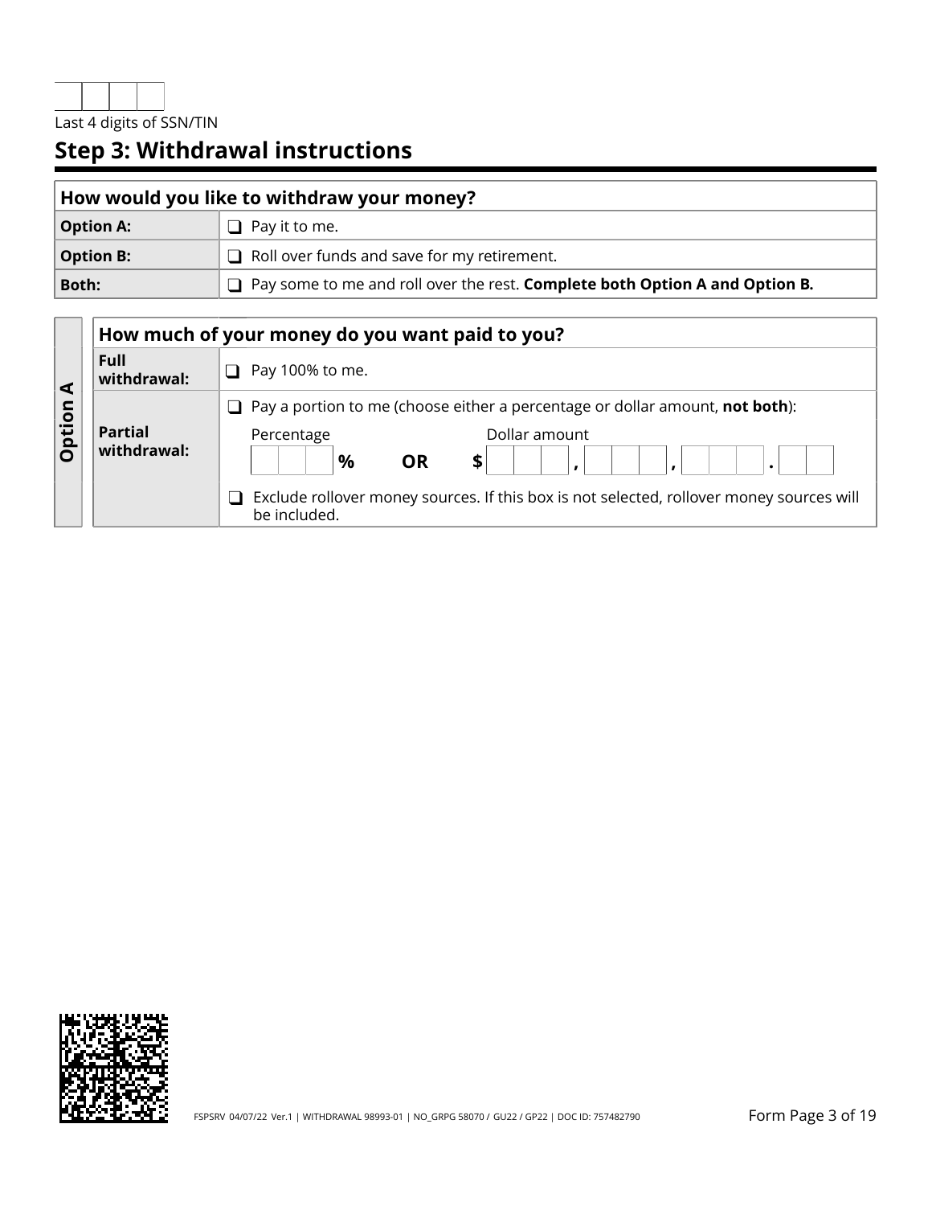| | | | |
|---|---|---|---|

Last 4 digits of SSN/TIN

## Step 3: Withdrawal instructions

| How would you like to withdraw your money? | |
|---|---|
| **Option A:** | ❑ Pay it to me. |
| **Option B:** | ❑ Roll over funds and save for my retirement. |
| **Both:** | ❑ Pay some to me and roll over the rest. **Complete both Option A and Option B.** |

**Option A**

| How much of your money do you want paid to you? | |
|---|---|
| **Full withdrawal:** | ❑ Pay 100% to me. |
| **Partial withdrawal:** | ❑ Pay a portion to me (choose either a percentage or dollar amount, **not both**):<br>Percentage ___ **%** **OR** Dollar amount **$** ___ **,** ___ **,** ___ **.** ___<br>❑ Exclude rollover money sources. If this box is not selected, rollover money sources will be included. |

FSPSRV 04/07/22 Ver.1 | WITHDRAWAL 98993-01 | NO_GRPG 58070 / GU22 / GP22 | DOC ID: 757482790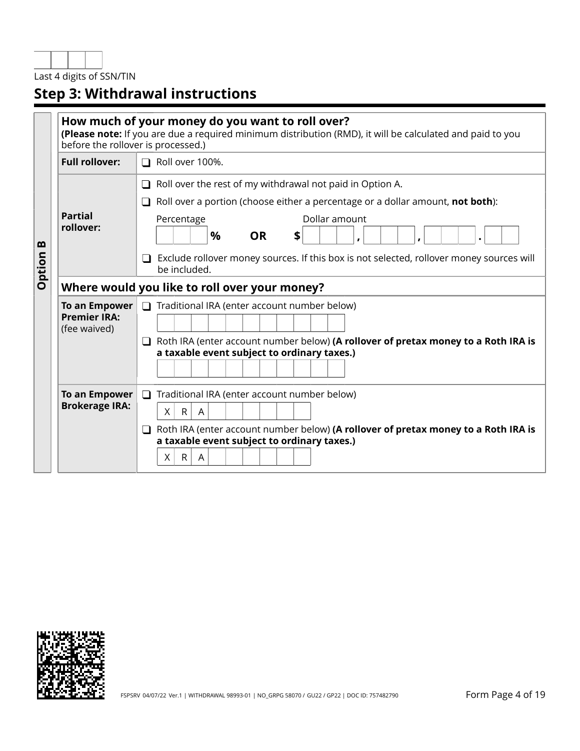Last 4 digits of SSN/TIN

## Step 3: Withdrawal instructions

**Option B**

**How much of your money do you want to roll over?**
**(Please note:** If you are due a required minimum distribution (RMD), it will be calculated and paid to you before the rollover is processed.)

| | |
|---|---|
| **Full rollover:** | ❑ Roll over 100%. |
| **Partial rollover:** | ❑ Roll over the rest of my withdrawal not paid in Option A.<br>❑ Roll over a portion (choose either a percentage or a dollar amount, **not both**):<br>Percentage ___ % **OR** Dollar amount $ ___ , ___ , ___ . ___<br>❑ Exclude rollover money sources. If this box is not selected, rollover money sources will be included. |

**Where would you like to roll over your money?**

| | |
|---|---|
| **To an Empower Premier IRA:** (fee waived) | ❑ Traditional IRA (enter account number below)<br>❑ Roth IRA (enter account number below) **(A rollover of pretax money to a Roth IRA is a taxable event subject to ordinary taxes.)** |
| **To an Empower Brokerage IRA:** | ❑ Traditional IRA (enter account number below)<br>X R A<br>❑ Roth IRA (enter account number below) **(A rollover of pretax money to a Roth IRA is a taxable event subject to ordinary taxes.)**<br>X R A |

FSPSRV 04/07/22 Ver.1 | WITHDRAWAL 98993-01 | NO_GRPG 58070 / GU22 / GP22 | DOC ID: 757482790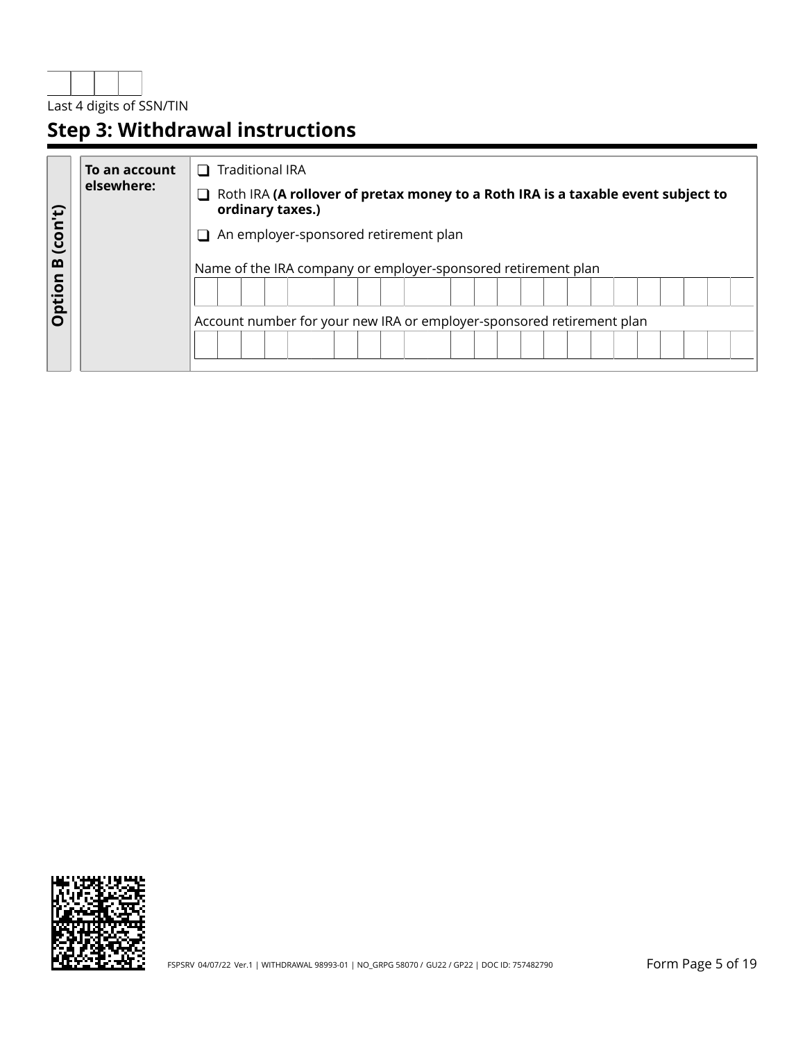Last 4 digits of SSN/TIN

## Step 3: Withdrawal instructions

| Option B (con't) | To an account elsewhere: | |
|---|---|---|
| | | ❑ Traditional IRA<br>❑ Roth IRA **(A rollover of pretax money to a Roth IRA is a taxable event subject to ordinary taxes.)**<br>❑ An employer-sponsored retirement plan<br><br>Name of the IRA company or employer-sponsored retirement plan<br><br>Account number for your new IRA or employer-sponsored retirement plan |

FSPSRV 04/07/22 Ver.1 | WITHDRAWAL 98993-01 | NO_GRPG 58070 / GU22 / GP22 | DOC ID: 757482790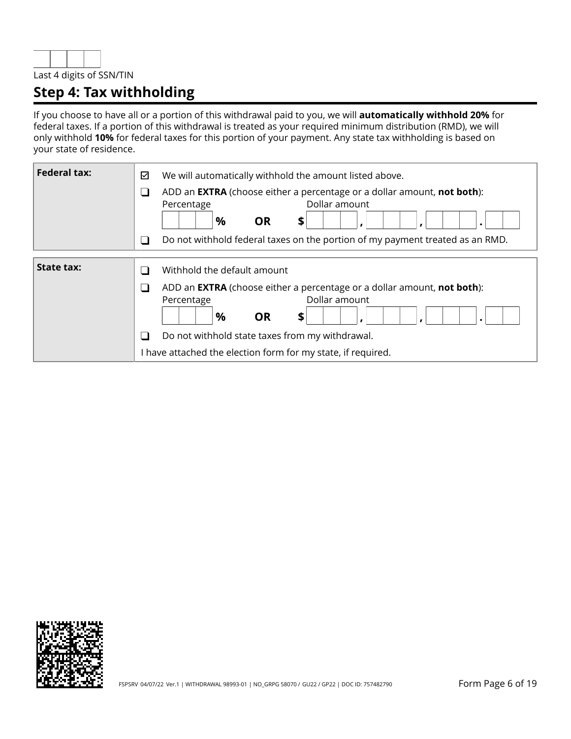Last 4 digits of SSN/TIN

## Step 4: Tax withholding

If you choose to have all or a portion of this withdrawal paid to you, we will **automatically withhold 20%** for federal taxes. If a portion of this withdrawal is treated as your required minimum distribution (RMD), we will only withhold **10%** for federal taxes for this portion of your payment. Any state tax withholding is based on your state of residence.

| | |
|---|---|
| **Federal tax:** | ☑ We will automatically withhold the amount listed above.<br>☐ ADD an **EXTRA** (choose either a percentage or a dollar amount, **not both**):<br>Percentage ___ % **OR** Dollar amount $ ___ , ___ , ___ . ___<br>☐ Do not withhold federal taxes on the portion of my payment treated as an RMD. |
| **State tax:** | ☐ Withhold the default amount<br>☐ ADD an **EXTRA** (choose either a percentage or a dollar amount, **not both**):<br>Percentage ___ % **OR** Dollar amount $ ___ , ___ , ___ . ___<br>☐ Do not withhold state taxes from my withdrawal.<br>I have attached the election form for my state, if required. |

FSPSRV 04/07/22 Ver.1 | WITHDRAWAL 98993-01 | NO_GRPG 58070 / GU22 / GP22 | DOC ID: 757482790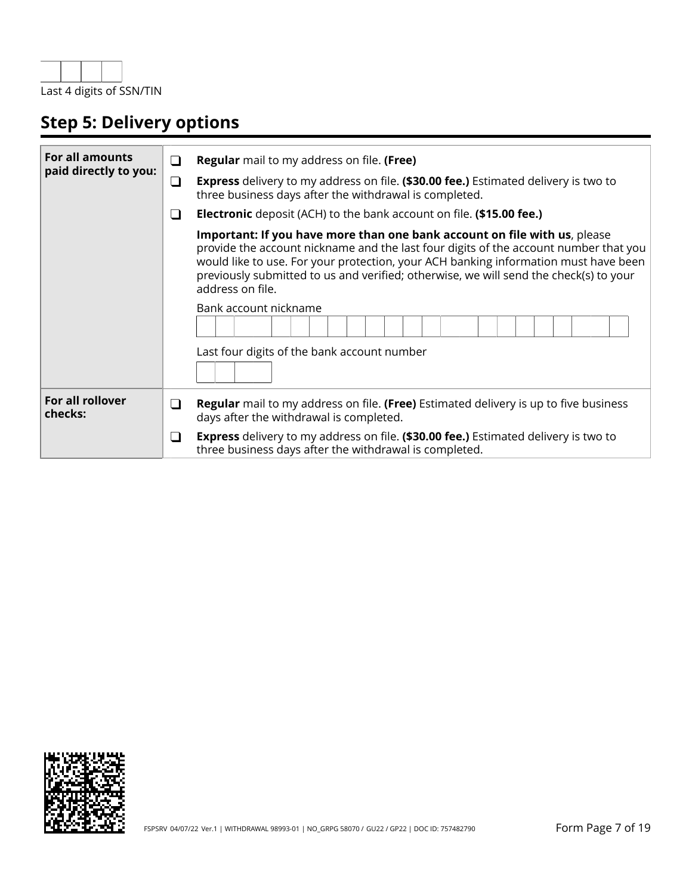Last 4 digits of SSN/TIN

## Step 5: Delivery options

| | |
|---|---|
| **For all amounts paid directly to you:** | ❑ **Regular** mail to my address on file. **(Free)**<br>❑ **Express** delivery to my address on file. **($30.00 fee.)** Estimated delivery is two to three business days after the withdrawal is completed.<br>❑ **Electronic** deposit (ACH) to the bank account on file. **($15.00 fee.)**<br>**Important: If you have more than one bank account on file with us**, please provide the account nickname and the last four digits of the account number that you would like to use. For your protection, your ACH banking information must have been previously submitted to us and verified; otherwise, we will send the check(s) to your address on file.<br>Bank account nickname<br>Last four digits of the bank account number |
| **For all rollover checks:** | ❑ **Regular** mail to my address on file. **(Free)** Estimated delivery is up to five business days after the withdrawal is completed.<br>❑ **Express** delivery to my address on file. **($30.00 fee.)** Estimated delivery is two to three business days after the withdrawal is completed. |

FSPSRV 04/07/22 Ver.1 | WITHDRAWAL 98993-01 | NO_GRPG 58070 / GU22 / GP22 | DOC ID: 757482790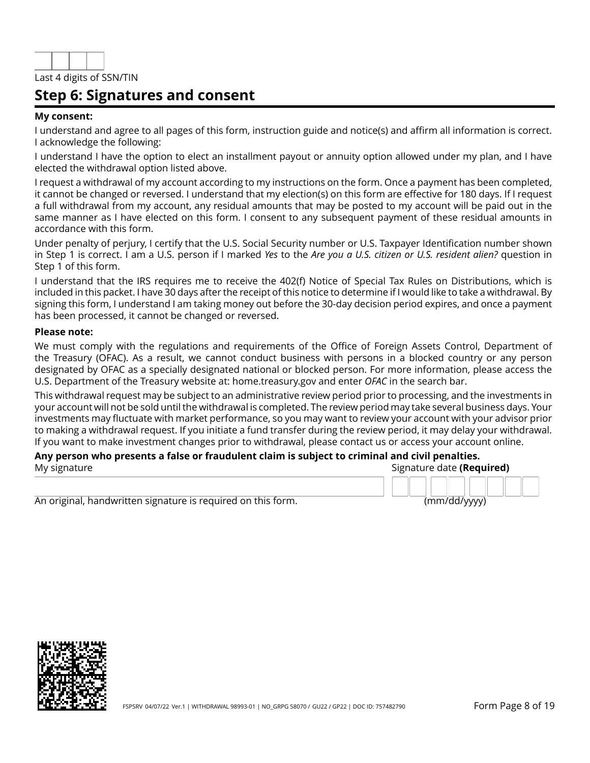Last 4 digits of SSN/TIN

## Step 6: Signatures and consent

**My consent:**

I understand and agree to all pages of this form, instruction guide and notice(s) and affirm all information is correct. I acknowledge the following:

I understand I have the option to elect an installment payout or annuity option allowed under my plan, and I have elected the withdrawal option listed above.

I request a withdrawal of my account according to my instructions on the form. Once a payment has been completed, it cannot be changed or reversed. I understand that my election(s) on this form are effective for 180 days. If I request a full withdrawal from my account, any residual amounts that may be posted to my account will be paid out in the same manner as I have elected on this form. I consent to any subsequent payment of these residual amounts in accordance with this form.

Under penalty of perjury, I certify that the U.S. Social Security number or U.S. Taxpayer Identification number shown in Step 1 is correct. I am a U.S. person if I marked *Yes* to the *Are you a U.S. citizen or U.S. resident alien?* question in Step 1 of this form.

I understand that the IRS requires me to receive the 402(f) Notice of Special Tax Rules on Distributions, which is included in this packet. I have 30 days after the receipt of this notice to determine if I would like to take a withdrawal. By signing this form, I understand I am taking money out before the 30-day decision period expires, and once a payment has been processed, it cannot be changed or reversed.

**Please note:**

We must comply with the regulations and requirements of the Office of Foreign Assets Control, Department of the Treasury (OFAC). As a result, we cannot conduct business with persons in a blocked country or any person designated by OFAC as a specially designated national or blocked person. For more information, please access the U.S. Department of the Treasury website at: home.treasury.gov and enter *OFAC* in the search bar.

This withdrawal request may be subject to an administrative review period prior to processing, and the investments in your account will not be sold until the withdrawal is completed. The review period may take several business days. Your investments may fluctuate with market performance, so you may want to review your account with your advisor prior to making a withdrawal request. If you initiate a fund transfer during the review period, it may delay your withdrawal. If you want to make investment changes prior to withdrawal, please contact us or access your account online.

**Any person who presents a false or fraudulent claim is subject to criminal and civil penalties.**

My signature

An original, handwritten signature is required on this form.

Signature date **(Required)**

(mm/dd/yyyy)

FSPSRV 04/07/22 Ver.1 | WITHDRAWAL 98993-01 | NO_GRPG 58070 / GU22 / GP22 | DOC ID: 757482790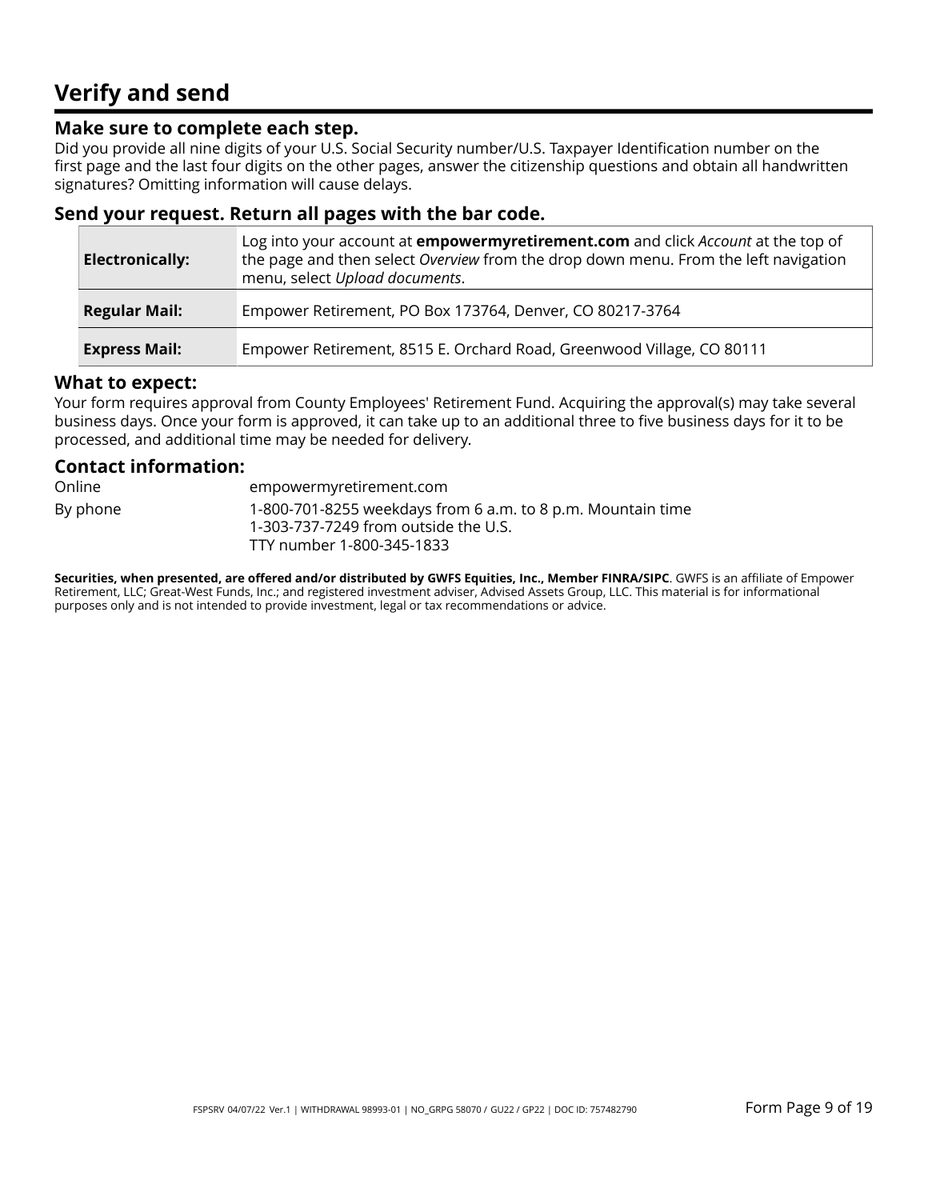# Verify and send

### Make sure to complete each step.

Did you provide all nine digits of your U.S. Social Security number/U.S. Taxpayer Identification number on the first page and the last four digits on the other pages, answer the citizenship questions and obtain all handwritten signatures? Omitting information will cause delays.

### Send your request. Return all pages with the bar code.

| | |
|---|---|
| **Electronically:** | Log into your account at **empowermyretirement.com** and click *Account* at the top of the page and then select *Overview* from the drop down menu. From the left navigation menu, select *Upload documents*. |
| **Regular Mail:** | Empower Retirement, PO Box 173764, Denver, CO 80217-3764 |
| **Express Mail:** | Empower Retirement, 8515 E. Orchard Road, Greenwood Village, CO 80111 |

### What to expect:

Your form requires approval from County Employees' Retirement Fund. Acquiring the approval(s) may take several business days. Once your form is approved, it can take up to an additional three to five business days for it to be processed, and additional time may be needed for delivery.

### Contact information:

| | |
|---|---|
| Online | empowermyretirement.com |
| By phone | 1-800-701-8255 weekdays from 6 a.m. to 8 p.m. Mountain time<br>1-303-737-7249 from outside the U.S.<br>TTY number 1-800-345-1833 |

**Securities, when presented, are offered and/or distributed by GWFS Equities, Inc., Member FINRA/SIPC**. GWFS is an affiliate of Empower Retirement, LLC; Great-West Funds, Inc.; and registered investment adviser, Advised Assets Group, LLC. This material is for informational purposes only and is not intended to provide investment, legal or tax recommendations or advice.

FSPSRV 04/07/22 Ver.1 | WITHDRAWAL 98993-01 | NO_GRPG 58070 / GU22 / GP22 | DOC ID: 757482790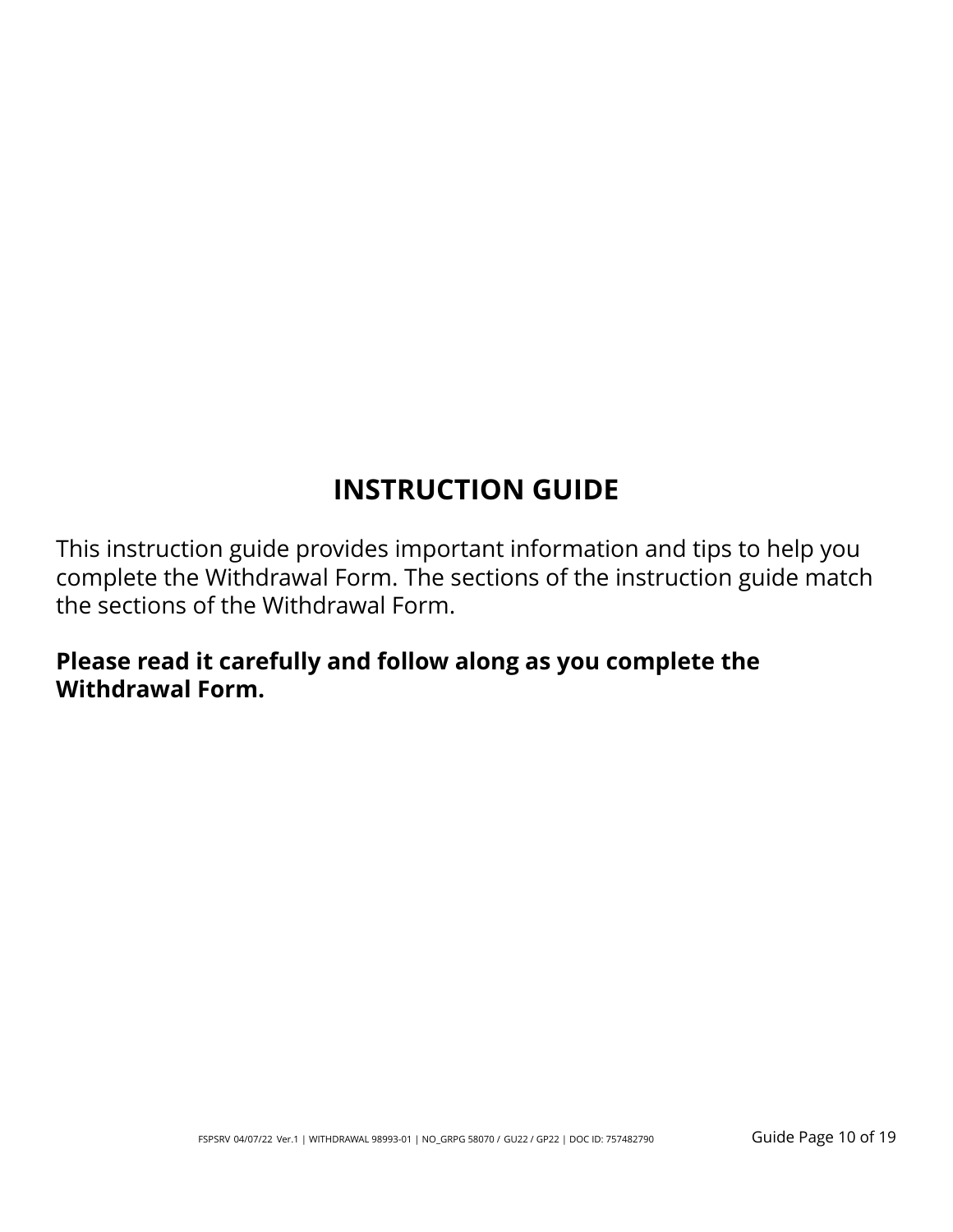# INSTRUCTION GUIDE

This instruction guide provides important information and tips to help you complete the Withdrawal Form. The sections of the instruction guide match the sections of the Withdrawal Form.

**Please read it carefully and follow along as you complete the Withdrawal Form.**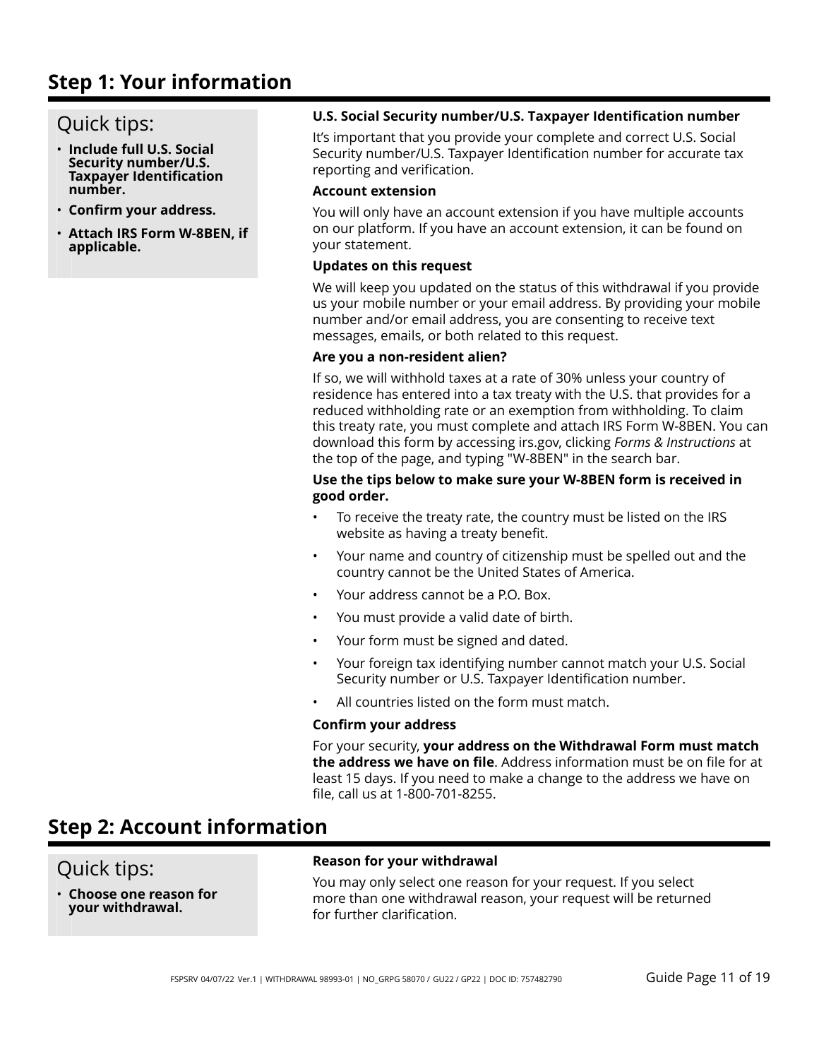## Step 1: Your information

### Quick tips:

- **Include full U.S. Social Security number/U.S. Taxpayer Identification number.**
- **Confirm your address.**
- **Attach IRS Form W-8BEN, if applicable.**

**U.S. Social Security number/U.S. Taxpayer Identification number**

It's important that you provide your complete and correct U.S. Social Security number/U.S. Taxpayer Identification number for accurate tax reporting and verification.

**Account extension**

You will only have an account extension if you have multiple accounts on our platform. If you have an account extension, it can be found on your statement.

**Updates on this request**

We will keep you updated on the status of this withdrawal if you provide us your mobile number or your email address. By providing your mobile number and/or email address, you are consenting to receive text messages, emails, or both related to this request.

**Are you a non-resident alien?**

If so, we will withhold taxes at a rate of 30% unless your country of residence has entered into a tax treaty with the U.S. that provides for a reduced withholding rate or an exemption from withholding. To claim this treaty rate, you must complete and attach IRS Form W-8BEN. You can download this form by accessing irs.gov, clicking *Forms & Instructions* at the top of the page, and typing "W-8BEN" in the search bar.

**Use the tips below to make sure your W-8BEN form is received in good order.**

- To receive the treaty rate, the country must be listed on the IRS website as having a treaty benefit.
- Your name and country of citizenship must be spelled out and the country cannot be the United States of America.
- Your address cannot be a P.O. Box.
- You must provide a valid date of birth.
- Your form must be signed and dated.
- Your foreign tax identifying number cannot match your U.S. Social Security number or U.S. Taxpayer Identification number.
- All countries listed on the form must match.

**Confirm your address**

For your security, **your address on the Withdrawal Form must match the address we have on file**. Address information must be on file for at least 15 days. If you need to make a change to the address we have on file, call us at 1-800-701-8255.

## Step 2: Account information

### Quick tips:

- **Choose one reason for your withdrawal.**

**Reason for your withdrawal**

You may only select one reason for your request. If you select more than one withdrawal reason, your request will be returned for further clarification.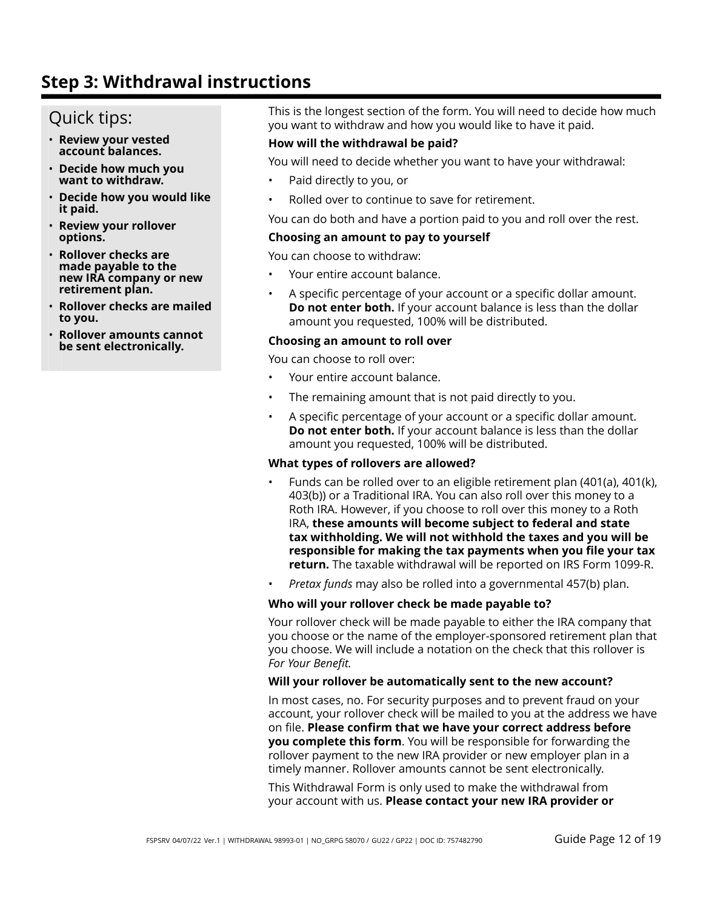## Step 3: Withdrawal instructions

### Quick tips:

- **Review your vested account balances.**
- **Decide how much you want to withdraw.**
- **Decide how you would like it paid.**
- **Review your rollover options.**
- **Rollover checks are made payable to the new IRA company or new retirement plan.**
- **Rollover checks are mailed to you.**
- **Rollover amounts cannot be sent electronically.**

This is the longest section of the form. You will need to decide how much you want to withdraw and how you would like to have it paid.

**How will the withdrawal be paid?**

You will need to decide whether you want to have your withdrawal:

- Paid directly to you, or
- Rolled over to continue to save for retirement.

You can do both and have a portion paid to you and roll over the rest.

**Choosing an amount to pay to yourself**

You can choose to withdraw:

- Your entire account balance.
- A specific percentage of your account or a specific dollar amount. **Do not enter both.** If your account balance is less than the dollar amount you requested, 100% will be distributed.

**Choosing an amount to roll over**

You can choose to roll over:

- Your entire account balance.
- The remaining amount that is not paid directly to you.
- A specific percentage of your account or a specific dollar amount. **Do not enter both.** If your account balance is less than the dollar amount you requested, 100% will be distributed.

**What types of rollovers are allowed?**

- Funds can be rolled over to an eligible retirement plan (401(a), 401(k), 403(b)) or a Traditional IRA. You can also roll over this money to a Roth IRA. However, if you choose to roll over this money to a Roth IRA, **these amounts will become subject to federal and state tax withholding. We will not withhold the taxes and you will be responsible for making the tax payments when you file your tax return.** The taxable withdrawal will be reported on IRS Form 1099-R.
- *Pretax funds* may also be rolled into a governmental 457(b) plan.

**Who will your rollover check be made payable to?**

Your rollover check will be made payable to either the IRA company that you choose or the name of the employer-sponsored retirement plan that you choose. We will include a notation on the check that this rollover is *For Your Benefit.*

**Will your rollover be automatically sent to the new account?**

In most cases, no. For security purposes and to prevent fraud on your account, your rollover check will be mailed to you at the address we have on file. **Please confirm that we have your correct address before you complete this form**. You will be responsible for forwarding the rollover payment to the new IRA provider or new employer plan in a timely manner. Rollover amounts cannot be sent electronically.

This Withdrawal Form is only used to make the withdrawal from your account with us. **Please contact your new IRA provider or**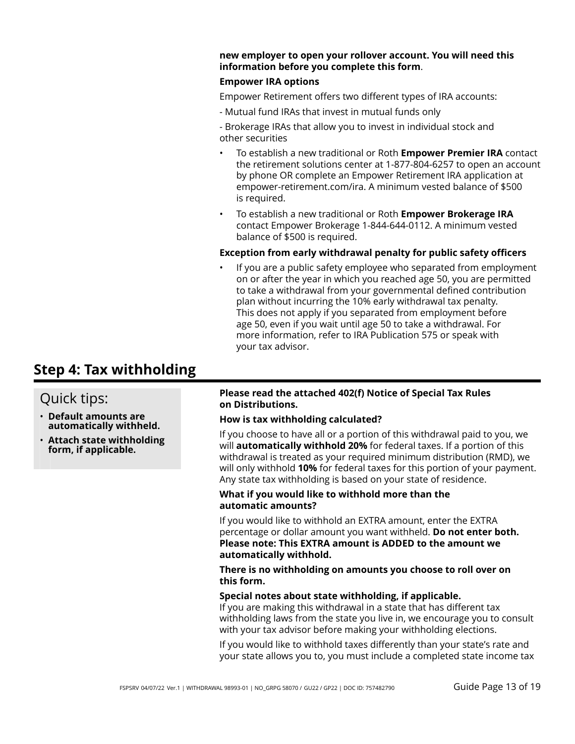**new employer to open your rollover account. You will need this information before you complete this form**.

**Empower IRA options**

Empower Retirement offers two different types of IRA accounts:

- Mutual fund IRAs that invest in mutual funds only

- Brokerage IRAs that allow you to invest in individual stock and other securities

- To establish a new traditional or Roth **Empower Premier IRA** contact the retirement solutions center at 1-877-804-6257 to open an account by phone OR complete an Empower Retirement IRA application at empower-retirement.com/ira. A minimum vested balance of $500 is required.
- To establish a new traditional or Roth **Empower Brokerage IRA** contact Empower Brokerage 1-844-644-0112. A minimum vested balance of $500 is required.

**Exception from early withdrawal penalty for public safety officers**

- If you are a public safety employee who separated from employment on or after the year in which you reached age 50, you are permitted to take a withdrawal from your governmental defined contribution plan without incurring the 10% early withdrawal tax penalty. This does not apply if you separated from employment before age 50, even if you wait until age 50 to take a withdrawal. For more information, refer to IRA Publication 575 or speak with your tax advisor.

## Step 4: Tax withholding

Quick tips:

- **Default amounts are automatically withheld.**
- **Attach state withholding form, if applicable.**

**Please read the attached 402(f) Notice of Special Tax Rules on Distributions.**

**How is tax withholding calculated?**

If you choose to have all or a portion of this withdrawal paid to you, we will **automatically withhold 20%** for federal taxes. If a portion of this withdrawal is treated as your required minimum distribution (RMD), we will only withhold **10%** for federal taxes for this portion of your payment. Any state tax withholding is based on your state of residence.

**What if you would like to withhold more than the automatic amounts?**

If you would like to withhold an EXTRA amount, enter the EXTRA percentage or dollar amount you want withheld. **Do not enter both. Please note: This EXTRA amount is ADDED to the amount we automatically withhold.**

**There is no withholding on amounts you choose to roll over on this form.**

**Special notes about state withholding, if applicable.**
If you are making this withdrawal in a state that has different tax withholding laws from the state you live in, we encourage you to consult with your tax advisor before making your withholding elections.

If you would like to withhold taxes differently than your state's rate and your state allows you to, you must include a completed state income tax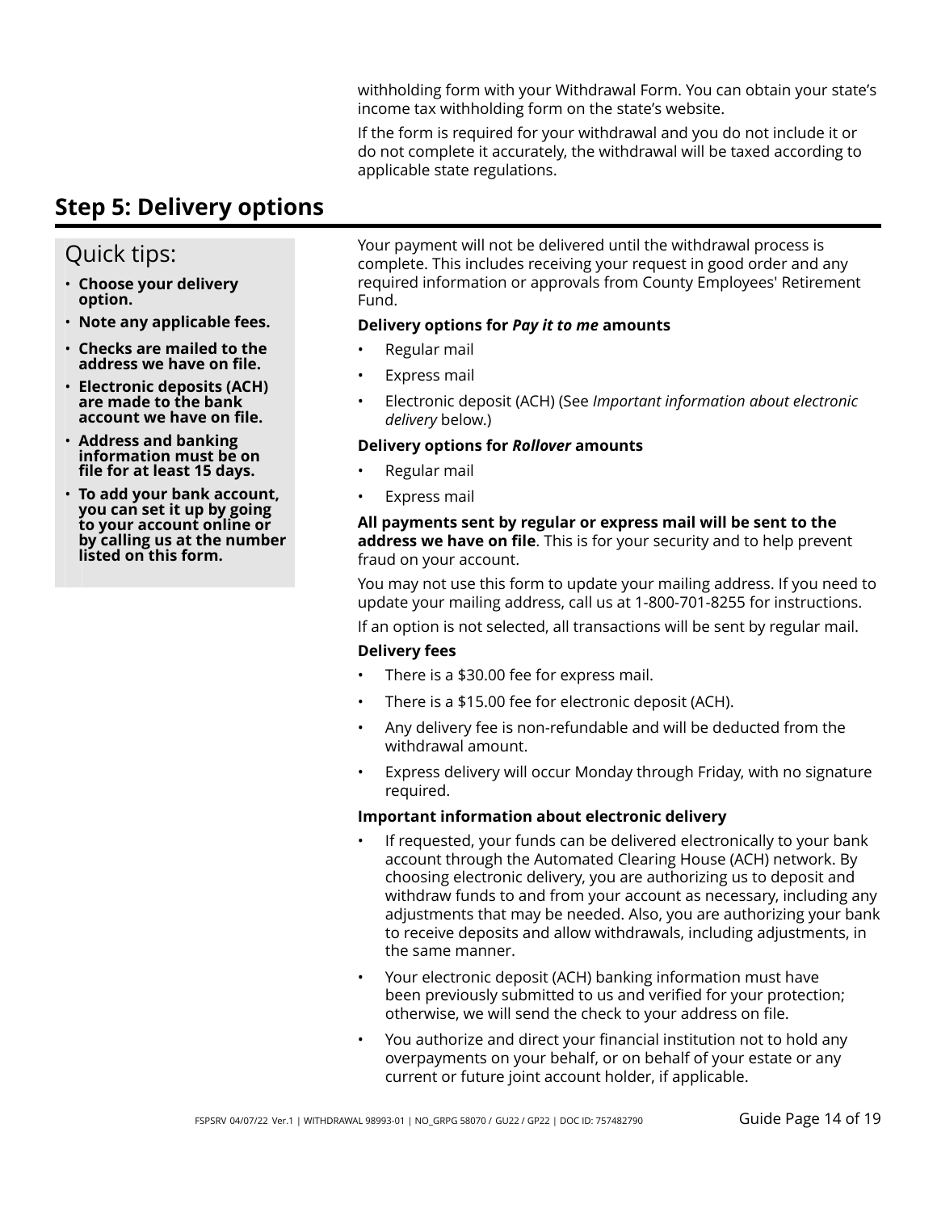withholding form with your Withdrawal Form. You can obtain your state's income tax withholding form on the state's website.

If the form is required for your withdrawal and you do not include it or do not complete it accurately, the withdrawal will be taxed according to applicable state regulations.

## Step 5: Delivery options

### Quick tips:

- **Choose your delivery option.**
- **Note any applicable fees.**
- **Checks are mailed to the address we have on file.**
- **Electronic deposits (ACH) are made to the bank account we have on file.**
- **Address and banking information must be on file for at least 15 days.**
- **To add your bank account, you can set it up by going to your account online or by calling us at the number listed on this form.**

Your payment will not be delivered until the withdrawal process is complete. This includes receiving your request in good order and any required information or approvals from County Employees' Retirement Fund.

**Delivery options for *Pay it to me* amounts**

- Regular mail
- Express mail
- Electronic deposit (ACH) (See *Important information about electronic delivery* below.)

**Delivery options for *Rollover* amounts**

- Regular mail
- Express mail

**All payments sent by regular or express mail will be sent to the address we have on file**. This is for your security and to help prevent fraud on your account.

You may not use this form to update your mailing address. If you need to update your mailing address, call us at 1-800-701-8255 for instructions.

If an option is not selected, all transactions will be sent by regular mail.

**Delivery fees**

- There is a $30.00 fee for express mail.
- There is a $15.00 fee for electronic deposit (ACH).
- Any delivery fee is non-refundable and will be deducted from the withdrawal amount.
- Express delivery will occur Monday through Friday, with no signature required.

**Important information about electronic delivery**

- If requested, your funds can be delivered electronically to your bank account through the Automated Clearing House (ACH) network. By choosing electronic delivery, you are authorizing us to deposit and withdraw funds to and from your account as necessary, including any adjustments that may be needed. Also, you are authorizing your bank to receive deposits and allow withdrawals, including adjustments, in the same manner.
- Your electronic deposit (ACH) banking information must have been previously submitted to us and verified for your protection; otherwise, we will send the check to your address on file.
- You authorize and direct your financial institution not to hold any overpayments on your behalf, or on behalf of your estate or any current or future joint account holder, if applicable.

FSPSRV 04/07/22 Ver.1 | WITHDRAWAL 98993-01 | NO_GRPG 58070 / GU22 / GP22 | DOC ID: 757482790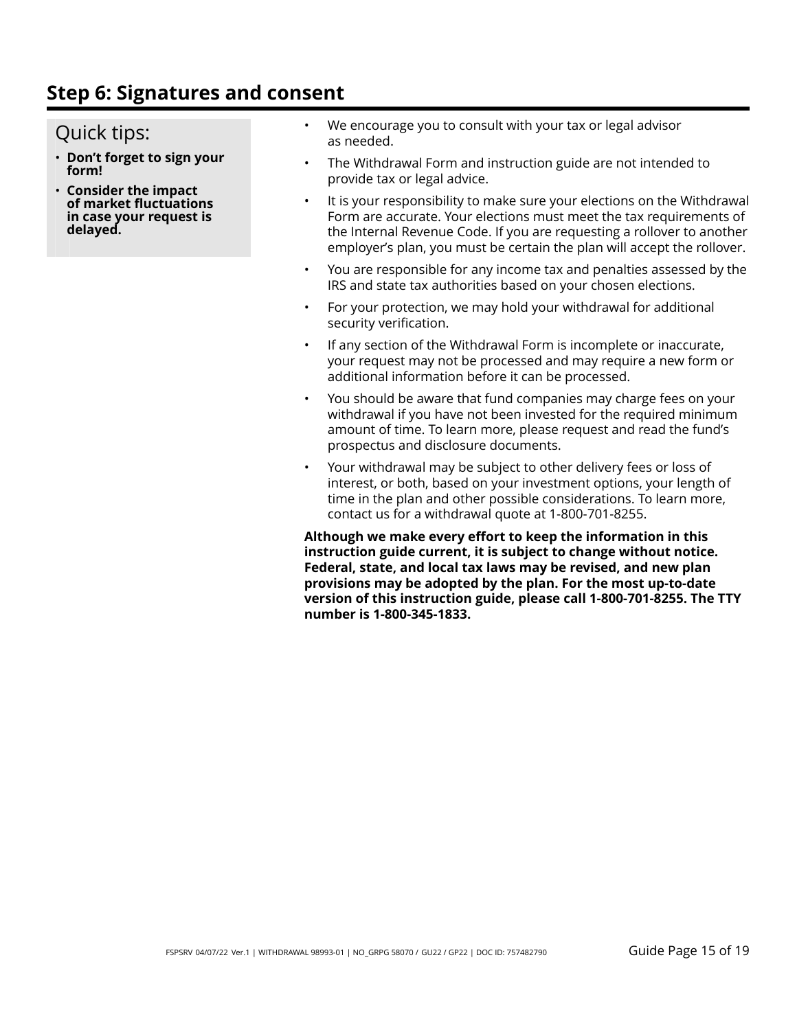## Step 6: Signatures and consent

Quick tips:

- **Don't forget to sign your form!**
- **Consider the impact of market fluctuations in case your request is delayed.**

- We encourage you to consult with your tax or legal advisor as needed.
- The Withdrawal Form and instruction guide are not intended to provide tax or legal advice.
- It is your responsibility to make sure your elections on the Withdrawal Form are accurate. Your elections must meet the tax requirements of the Internal Revenue Code. If you are requesting a rollover to another employer's plan, you must be certain the plan will accept the rollover.
- You are responsible for any income tax and penalties assessed by the IRS and state tax authorities based on your chosen elections.
- For your protection, we may hold your withdrawal for additional security verification.
- If any section of the Withdrawal Form is incomplete or inaccurate, your request may not be processed and may require a new form or additional information before it can be processed.
- You should be aware that fund companies may charge fees on your withdrawal if you have not been invested for the required minimum amount of time. To learn more, please request and read the fund's prospectus and disclosure documents.
- Your withdrawal may be subject to other delivery fees or loss of interest, or both, based on your investment options, your length of time in the plan and other possible considerations. To learn more, contact us for a withdrawal quote at 1-800-701-8255.

**Although we make every effort to keep the information in this instruction guide current, it is subject to change without notice. Federal, state, and local tax laws may be revised, and new plan provisions may be adopted by the plan. For the most up-to-date version of this instruction guide, please call 1-800-701-8255. The TTY number is 1-800-345-1833.**

FSPSRV 04/07/22 Ver.1 | WITHDRAWAL 98993-01 | NO_GRPG 58070 / GU22 / GP22 | DOC ID: 757482790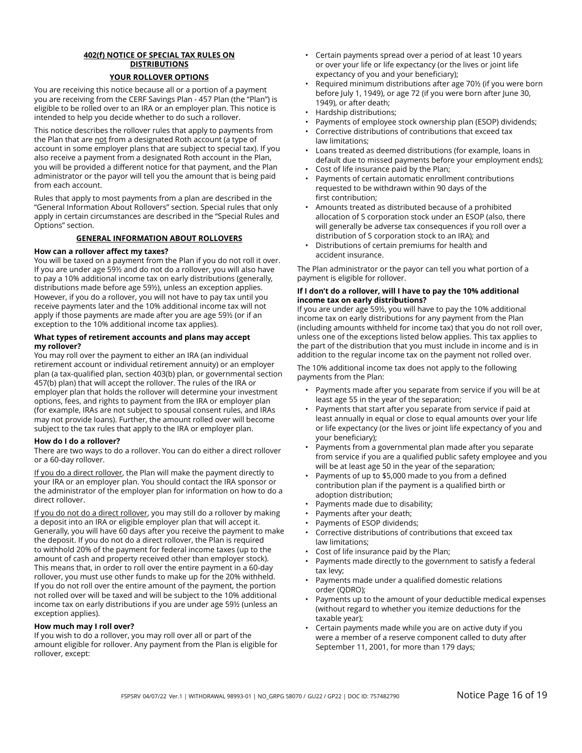## 402(f) NOTICE OF SPECIAL TAX RULES ON DISTRIBUTIONS

### YOUR ROLLOVER OPTIONS

You are receiving this notice because all or a portion of a payment you are receiving from the CERF Savings Plan - 457 Plan (the "Plan") is eligible to be rolled over to an IRA or an employer plan. This notice is intended to help you decide whether to do such a rollover.

This notice describes the rollover rules that apply to payments from the Plan that are not from a designated Roth account (a type of account in some employer plans that are subject to special tax). If you also receive a payment from a designated Roth account in the Plan, you will be provided a different notice for that payment, and the Plan administrator or the payor will tell you the amount that is being paid from each account.

Rules that apply to most payments from a plan are described in the "General Information About Rollovers" section. Special rules that only apply in certain circumstances are described in the "Special Rules and Options" section.

### GENERAL INFORMATION ABOUT ROLLOVERS

**How can a rollover affect my taxes?**

You will be taxed on a payment from the Plan if you do not roll it over. If you are under age 59½ and do not do a rollover, you will also have to pay a 10% additional income tax on early distributions (generally, distributions made before age 59½), unless an exception applies. However, if you do a rollover, you will not have to pay tax until you receive payments later and the 10% additional income tax will not apply if those payments are made after you are age 59½ (or if an exception to the 10% additional income tax applies).

**What types of retirement accounts and plans may accept my rollover?**

You may roll over the payment to either an IRA (an individual retirement account or individual retirement annuity) or an employer plan (a tax-qualified plan, section 403(b) plan, or governmental section 457(b) plan) that will accept the rollover. The rules of the IRA or employer plan that holds the rollover will determine your investment options, fees, and rights to payment from the IRA or employer plan (for example, IRAs are not subject to spousal consent rules, and IRAs may not provide loans). Further, the amount rolled over will become subject to the tax rules that apply to the IRA or employer plan.

**How do I do a rollover?**

There are two ways to do a rollover. You can do either a direct rollover or a 60-day rollover.

If you do a direct rollover, the Plan will make the payment directly to your IRA or an employer plan. You should contact the IRA sponsor or the administrator of the employer plan for information on how to do a direct rollover.

If you do not do a direct rollover, you may still do a rollover by making a deposit into an IRA or eligible employer plan that will accept it. Generally, you will have 60 days after you receive the payment to make the deposit. If you do not do a direct rollover, the Plan is required to withhold 20% of the payment for federal income taxes (up to the amount of cash and property received other than employer stock). This means that, in order to roll over the entire payment in a 60-day rollover, you must use other funds to make up for the 20% withheld. If you do not roll over the entire amount of the payment, the portion not rolled over will be taxed and will be subject to the 10% additional income tax on early distributions if you are under age 59½ (unless an exception applies).

**How much may I roll over?**

If you wish to do a rollover, you may roll over all or part of the amount eligible for rollover. Any payment from the Plan is eligible for rollover, except:

- Certain payments spread over a period of at least 10 years or over your life or life expectancy (or the lives or joint life expectancy of you and your beneficiary);
- Required minimum distributions after age 70½ (if you were born before July 1, 1949), or age 72 (if you were born after June 30, 1949), or after death;
- Hardship distributions;
- Payments of employee stock ownership plan (ESOP) dividends;
- Corrective distributions of contributions that exceed tax law limitations;
- Loans treated as deemed distributions (for example, loans in default due to missed payments before your employment ends);
- Cost of life insurance paid by the Plan;
- Payments of certain automatic enrollment contributions requested to be withdrawn within 90 days of the first contribution;
- Amounts treated as distributed because of a prohibited allocation of S corporation stock under an ESOP (also, there will generally be adverse tax consequences if you roll over a distribution of S corporation stock to an IRA); and
- Distributions of certain premiums for health and accident insurance.

The Plan administrator or the payor can tell you what portion of a payment is eligible for rollover.

**If I don't do a rollover, will I have to pay the 10% additional income tax on early distributions?**

If you are under age 59½, you will have to pay the 10% additional income tax on early distributions for any payment from the Plan (including amounts withheld for income tax) that you do not roll over, unless one of the exceptions listed below applies. This tax applies to the part of the distribution that you must include in income and is in addition to the regular income tax on the payment not rolled over.

The 10% additional income tax does not apply to the following payments from the Plan:

- Payments made after you separate from service if you will be at least age 55 in the year of the separation;
- Payments that start after you separate from service if paid at least annually in equal or close to equal amounts over your life or life expectancy (or the lives or joint life expectancy of you and your beneficiary);
- Payments from a governmental plan made after you separate from service if you are a qualified public safety employee and you will be at least age 50 in the year of the separation;
- Payments of up to $5,000 made to you from a defined contribution plan if the payment is a qualified birth or adoption distribution;
- Payments made due to disability;
- Payments after your death;
- Payments of ESOP dividends;
- Corrective distributions of contributions that exceed tax law limitations;
- Cost of life insurance paid by the Plan;
- Payments made directly to the government to satisfy a federal tax levy;
- Payments made under a qualified domestic relations order (QDRO);
- Payments up to the amount of your deductible medical expenses (without regard to whether you itemize deductions for the taxable year);
- Certain payments made while you are on active duty if you were a member of a reserve component called to duty after September 11, 2001, for more than 179 days;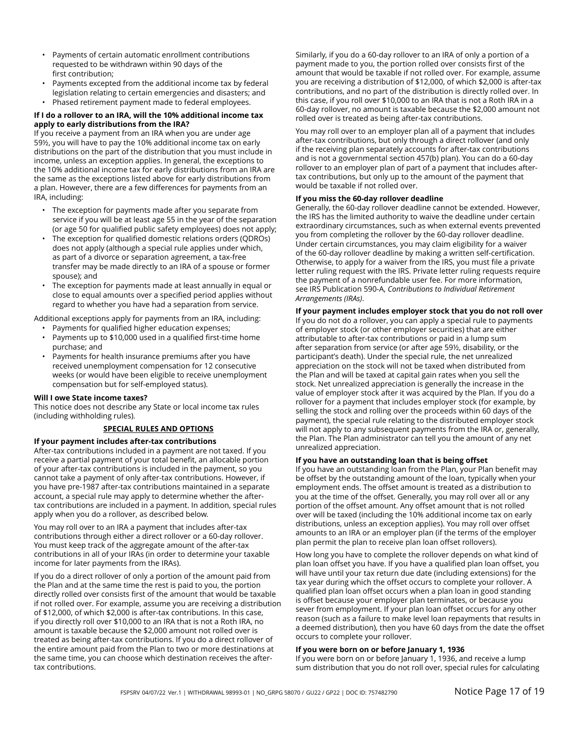- Payments of certain automatic enrollment contributions requested to be withdrawn within 90 days of the first contribution;
- Payments excepted from the additional income tax by federal legislation relating to certain emergencies and disasters; and
- Phased retirement payment made to federal employees.

**If I do a rollover to an IRA, will the 10% additional income tax apply to early distributions from the IRA?**

If you receive a payment from an IRA when you are under age 59½, you will have to pay the 10% additional income tax on early distributions on the part of the distribution that you must include in income, unless an exception applies. In general, the exceptions to the 10% additional income tax for early distributions from an IRA are the same as the exceptions listed above for early distributions from a plan. However, there are a few differences for payments from an IRA, including:

- The exception for payments made after you separate from service if you will be at least age 55 in the year of the separation (or age 50 for qualified public safety employees) does not apply;
- The exception for qualified domestic relations orders (QDROs) does not apply (although a special rule applies under which, as part of a divorce or separation agreement, a tax-free transfer may be made directly to an IRA of a spouse or former spouse); and
- The exception for payments made at least annually in equal or close to equal amounts over a specified period applies without regard to whether you have had a separation from service.

Additional exceptions apply for payments from an IRA, including:

- Payments for qualified higher education expenses;
- Payments up to $10,000 used in a qualified first-time home purchase; and
- Payments for health insurance premiums after you have received unemployment compensation for 12 consecutive weeks (or would have been eligible to receive unemployment compensation but for self-employed status).

**Will I owe State income taxes?**

This notice does not describe any State or local income tax rules (including withholding rules).

## SPECIAL RULES AND OPTIONS

**If your payment includes after-tax contributions**

After-tax contributions included in a payment are not taxed. If you receive a partial payment of your total benefit, an allocable portion of your after-tax contributions is included in the payment, so you cannot take a payment of only after-tax contributions. However, if you have pre-1987 after-tax contributions maintained in a separate account, a special rule may apply to determine whether the after-tax contributions are included in a payment. In addition, special rules apply when you do a rollover, as described below.

You may roll over to an IRA a payment that includes after-tax contributions through either a direct rollover or a 60-day rollover. You must keep track of the aggregate amount of the after-tax contributions in all of your IRAs (in order to determine your taxable income for later payments from the IRAs).

If you do a direct rollover of only a portion of the amount paid from the Plan and at the same time the rest is paid to you, the portion directly rolled over consists first of the amount that would be taxable if not rolled over. For example, assume you are receiving a distribution of $12,000, of which $2,000 is after-tax contributions. In this case, if you directly roll over $10,000 to an IRA that is not a Roth IRA, no amount is taxable because the $2,000 amount not rolled over is treated as being after-tax contributions. If you do a direct rollover of the entire amount paid from the Plan to two or more destinations at the same time, you can choose which destination receives the after-tax contributions.

Similarly, if you do a 60-day rollover to an IRA of only a portion of a payment made to you, the portion rolled over consists first of the amount that would be taxable if not rolled over. For example, assume you are receiving a distribution of $12,000, of which $2,000 is after-tax contributions, and no part of the distribution is directly rolled over. In this case, if you roll over $10,000 to an IRA that is not a Roth IRA in a 60-day rollover, no amount is taxable because the $2,000 amount not rolled over is treated as being after-tax contributions.

You may roll over to an employer plan all of a payment that includes after-tax contributions, but only through a direct rollover (and only if the receiving plan separately accounts for after-tax contributions and is not a governmental section 457(b) plan). You can do a 60-day rollover to an employer plan of part of a payment that includes after-tax contributions, but only up to the amount of the payment that would be taxable if not rolled over.

**If you miss the 60-day rollover deadline**

Generally, the 60-day rollover deadline cannot be extended. However, the IRS has the limited authority to waive the deadline under certain extraordinary circumstances, such as when external events prevented you from completing the rollover by the 60-day rollover deadline. Under certain circumstances, you may claim eligibility for a waiver of the 60-day rollover deadline by making a written self-certification. Otherwise, to apply for a waiver from the IRS, you must file a private letter ruling request with the IRS. Private letter ruling requests require the payment of a nonrefundable user fee. For more information, see IRS Publication 590-A, *Contributions to Individual Retirement Arrangements (IRAs)*.

**If your payment includes employer stock that you do not roll over**

If you do not do a rollover, you can apply a special rule to payments of employer stock (or other employer securities) that are either attributable to after-tax contributions or paid in a lump sum after separation from service (or after age 59½, disability, or the participant's death). Under the special rule, the net unrealized appreciation on the stock will not be taxed when distributed from the Plan and will be taxed at capital gain rates when you sell the stock. Net unrealized appreciation is generally the increase in the value of employer stock after it was acquired by the Plan. If you do a rollover for a payment that includes employer stock (for example, by selling the stock and rolling over the proceeds within 60 days of the payment), the special rule relating to the distributed employer stock will not apply to any subsequent payments from the IRA or, generally, the Plan. The Plan administrator can tell you the amount of any net unrealized appreciation.

**If you have an outstanding loan that is being offset**

If you have an outstanding loan from the Plan, your Plan benefit may be offset by the outstanding amount of the loan, typically when your employment ends. The offset amount is treated as a distribution to you at the time of the offset. Generally, you may roll over all or any portion of the offset amount. Any offset amount that is not rolled over will be taxed (including the 10% additional income tax on early distributions, unless an exception applies). You may roll over offset amounts to an IRA or an employer plan (if the terms of the employer plan permit the plan to receive plan loan offset rollovers).

How long you have to complete the rollover depends on what kind of plan loan offset you have. If you have a qualified plan loan offset, you will have until your tax return due date (including extensions) for the tax year during which the offset occurs to complete your rollover. A qualified plan loan offset occurs when a plan loan in good standing is offset because your employer plan terminates, or because you sever from employment. If your plan loan offset occurs for any other reason (such as a failure to make level loan repayments that results in a deemed distribution), then you have 60 days from the date the offset occurs to complete your rollover.

**If you were born on or before January 1, 1936**

If you were born on or before January 1, 1936, and receive a lump sum distribution that you do not roll over, special rules for calculating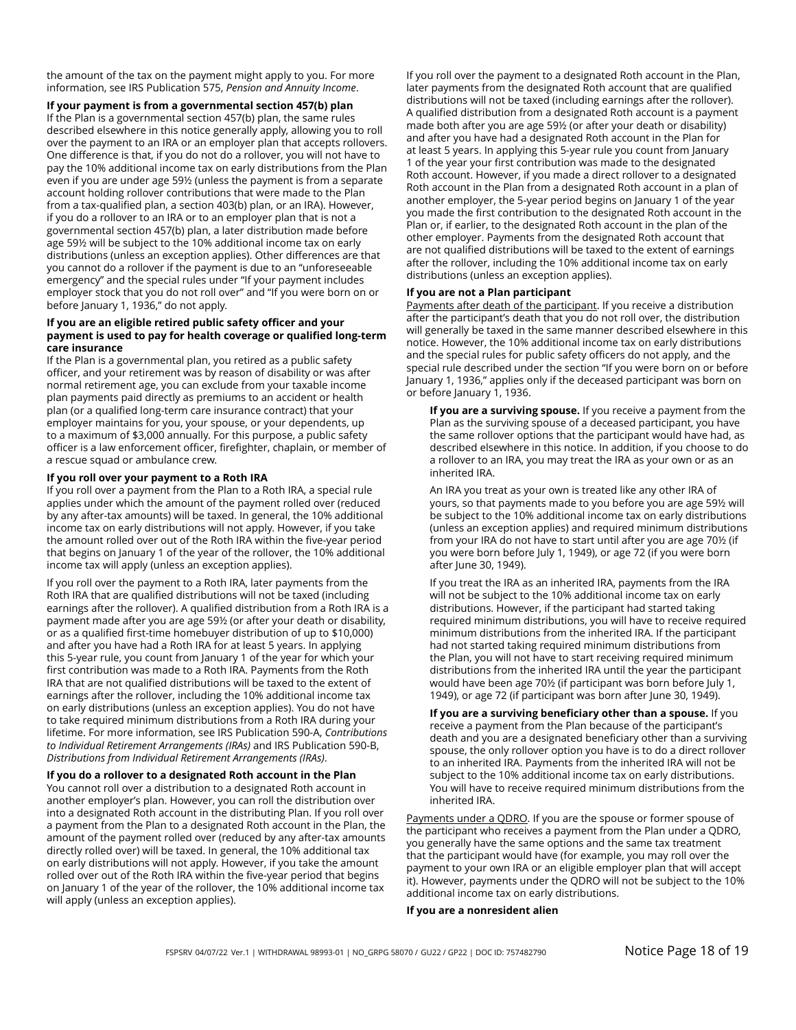the amount of the tax on the payment might apply to you. For more information, see IRS Publication 575, *Pension and Annuity Income*.

**If your payment is from a governmental section 457(b) plan**

If the Plan is a governmental section 457(b) plan, the same rules described elsewhere in this notice generally apply, allowing you to roll over the payment to an IRA or an employer plan that accepts rollovers. One difference is that, if you do not do a rollover, you will not have to pay the 10% additional income tax on early distributions from the Plan even if you are under age 59½ (unless the payment is from a separate account holding rollover contributions that were made to the Plan from a tax-qualified plan, a section 403(b) plan, or an IRA). However, if you do a rollover to an IRA or to an employer plan that is not a governmental section 457(b) plan, a later distribution made before age 59½ will be subject to the 10% additional income tax on early distributions (unless an exception applies). Other differences are that you cannot do a rollover if the payment is due to an "unforeseeable emergency" and the special rules under "If your payment includes employer stock that you do not roll over" and "If you were born on or before January 1, 1936," do not apply.

**If you are an eligible retired public safety officer and your payment is used to pay for health coverage or qualified long-term care insurance**

If the Plan is a governmental plan, you retired as a public safety officer, and your retirement was by reason of disability or was after normal retirement age, you can exclude from your taxable income plan payments paid directly as premiums to an accident or health plan (or a qualified long-term care insurance contract) that your employer maintains for you, your spouse, or your dependents, up to a maximum of $3,000 annually. For this purpose, a public safety officer is a law enforcement officer, firefighter, chaplain, or member of a rescue squad or ambulance crew.

**If you roll over your payment to a Roth IRA**

If you roll over a payment from the Plan to a Roth IRA, a special rule applies under which the amount of the payment rolled over (reduced by any after-tax amounts) will be taxed. In general, the 10% additional income tax on early distributions will not apply. However, if you take the amount rolled over out of the Roth IRA within the five-year period that begins on January 1 of the year of the rollover, the 10% additional income tax will apply (unless an exception applies).

If you roll over the payment to a Roth IRA, later payments from the Roth IRA that are qualified distributions will not be taxed (including earnings after the rollover). A qualified distribution from a Roth IRA is a payment made after you are age 59½ (or after your death or disability, or as a qualified first-time homebuyer distribution of up to $10,000) and after you have had a Roth IRA for at least 5 years. In applying this 5-year rule, you count from January 1 of the year for which your first contribution was made to a Roth IRA. Payments from the Roth IRA that are not qualified distributions will be taxed to the extent of earnings after the rollover, including the 10% additional income tax on early distributions (unless an exception applies). You do not have to take required minimum distributions from a Roth IRA during your lifetime. For more information, see IRS Publication 590-A, *Contributions to Individual Retirement Arrangements (IRAs)* and IRS Publication 590-B, *Distributions from Individual Retirement Arrangements (IRAs)*.

**If you do a rollover to a designated Roth account in the Plan**

You cannot roll over a distribution to a designated Roth account in another employer's plan. However, you can roll the distribution over into a designated Roth account in the distributing Plan. If you roll over a payment from the Plan to a designated Roth account in the Plan, the amount of the payment rolled over (reduced by any after-tax amounts directly rolled over) will be taxed. In general, the 10% additional tax on early distributions will not apply. However, if you take the amount rolled over out of the Roth IRA within the five-year period that begins on January 1 of the year of the rollover, the 10% additional income tax will apply (unless an exception applies).

If you roll over the payment to a designated Roth account in the Plan, later payments from the designated Roth account that are qualified distributions will not be taxed (including earnings after the rollover). A qualified distribution from a designated Roth account is a payment made both after you are age 59½ (or after your death or disability) and after you have had a designated Roth account in the Plan for at least 5 years. In applying this 5-year rule you count from January 1 of the year your first contribution was made to the designated Roth account. However, if you made a direct rollover to a designated Roth account in the Plan from a designated Roth account in a plan of another employer, the 5-year period begins on January 1 of the year you made the first contribution to the designated Roth account in the Plan or, if earlier, to the designated Roth account in the plan of the other employer. Payments from the designated Roth account that are not qualified distributions will be taxed to the extent of earnings after the rollover, including the 10% additional income tax on early distributions (unless an exception applies).

**If you are not a Plan participant**

Payments after death of the participant. If you receive a distribution after the participant's death that you do not roll over, the distribution will generally be taxed in the same manner described elsewhere in this notice. However, the 10% additional income tax on early distributions and the special rules for public safety officers do not apply, and the special rule described under the section "If you were born on or before January 1, 1936," applies only if the deceased participant was born on or before January 1, 1936.

**If you are a surviving spouse.** If you receive a payment from the Plan as the surviving spouse of a deceased participant, you have the same rollover options that the participant would have had, as described elsewhere in this notice. In addition, if you choose to do a rollover to an IRA, you may treat the IRA as your own or as an inherited IRA.

An IRA you treat as your own is treated like any other IRA of yours, so that payments made to you before you are age 59½ will be subject to the 10% additional income tax on early distributions (unless an exception applies) and required minimum distributions from your IRA do not have to start until after you are age 70½ (if you were born before July 1, 1949), or age 72 (if you were born after June 30, 1949).

If you treat the IRA as an inherited IRA, payments from the IRA will not be subject to the 10% additional income tax on early distributions. However, if the participant had started taking required minimum distributions, you will have to receive required minimum distributions from the inherited IRA. If the participant had not started taking required minimum distributions from the Plan, you will not have to start receiving required minimum distributions from the inherited IRA until the year the participant would have been age 70½ (if participant was born before July 1, 1949), or age 72 (if participant was born after June 30, 1949).

**If you are a surviving beneficiary other than a spouse.** If you receive a payment from the Plan because of the participant's death and you are a designated beneficiary other than a surviving spouse, the only rollover option you have is to do a direct rollover to an inherited IRA. Payments from the inherited IRA will not be subject to the 10% additional income tax on early distributions. You will have to receive required minimum distributions from the inherited IRA.

Payments under a QDRO. If you are the spouse or former spouse of the participant who receives a payment from the Plan under a QDRO, you generally have the same options and the same tax treatment that the participant would have (for example, you may roll over the payment to your own IRA or an eligible employer plan that will accept it). However, payments under the QDRO will not be subject to the 10% additional income tax on early distributions.

**If you are a nonresident alien**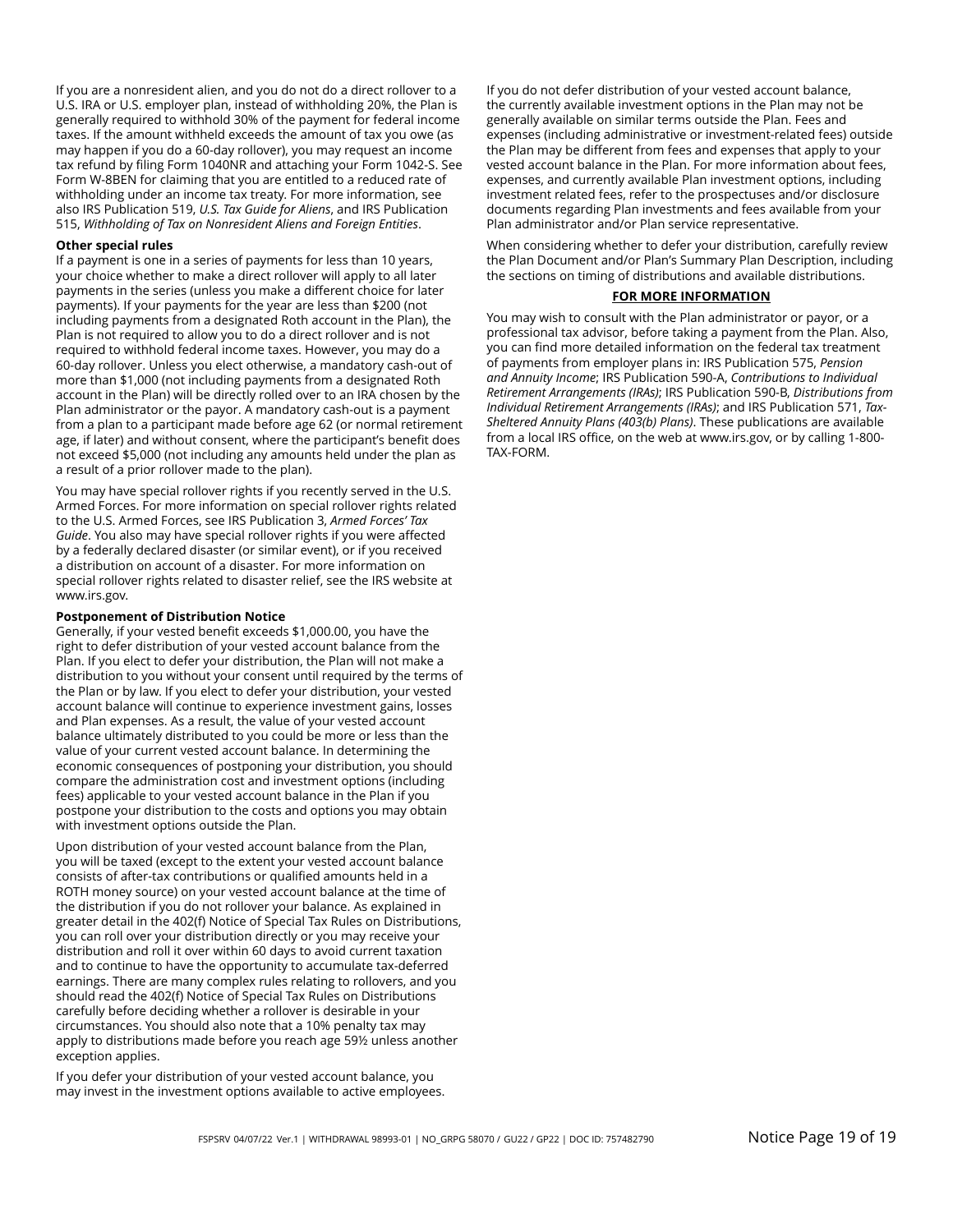If you are a nonresident alien, and you do not do a direct rollover to a U.S. IRA or U.S. employer plan, instead of withholding 20%, the Plan is generally required to withhold 30% of the payment for federal income taxes. If the amount withheld exceeds the amount of tax you owe (as may happen if you do a 60-day rollover), you may request an income tax refund by filing Form 1040NR and attaching your Form 1042-S. See Form W-8BEN for claiming that you are entitled to a reduced rate of withholding under an income tax treaty. For more information, see also IRS Publication 519, *U.S. Tax Guide for Aliens*, and IRS Publication 515, *Withholding of Tax on Nonresident Aliens and Foreign Entities*.

**Other special rules**

If a payment is one in a series of payments for less than 10 years, your choice whether to make a direct rollover will apply to all later payments in the series (unless you make a different choice for later payments). If your payments for the year are less than $200 (not including payments from a designated Roth account in the Plan), the Plan is not required to allow you to do a direct rollover and is not required to withhold federal income taxes. However, you may do a 60-day rollover. Unless you elect otherwise, a mandatory cash-out of more than $1,000 (not including payments from a designated Roth account in the Plan) will be directly rolled over to an IRA chosen by the Plan administrator or the payor. A mandatory cash-out is a payment from a plan to a participant made before age 62 (or normal retirement age, if later) and without consent, where the participant's benefit does not exceed $5,000 (not including any amounts held under the plan as a result of a prior rollover made to the plan).

You may have special rollover rights if you recently served in the U.S. Armed Forces. For more information on special rollover rights related to the U.S. Armed Forces, see IRS Publication 3, *Armed Forces' Tax Guide*. You also may have special rollover rights if you were affected by a federally declared disaster (or similar event), or if you received a distribution on account of a disaster. For more information on special rollover rights related to disaster relief, see the IRS website at www.irs.gov.

**Postponement of Distribution Notice**

Generally, if your vested benefit exceeds $1,000.00, you have the right to defer distribution of your vested account balance from the Plan. If you elect to defer your distribution, the Plan will not make a distribution to you without your consent until required by the terms of the Plan or by law. If you elect to defer your distribution, your vested account balance will continue to experience investment gains, losses and Plan expenses. As a result, the value of your vested account balance ultimately distributed to you could be more or less than the value of your current vested account balance. In determining the economic consequences of postponing your distribution, you should compare the administration cost and investment options (including fees) applicable to your vested account balance in the Plan if you postpone your distribution to the costs and options you may obtain with investment options outside the Plan.

Upon distribution of your vested account balance from the Plan, you will be taxed (except to the extent your vested account balance consists of after-tax contributions or qualified amounts held in a ROTH money source) on your vested account balance at the time of the distribution if you do not rollover your balance. As explained in greater detail in the 402(f) Notice of Special Tax Rules on Distributions, you can roll over your distribution directly or you may receive your distribution and roll it over within 60 days to avoid current taxation and to continue to have the opportunity to accumulate tax-deferred earnings. There are many complex rules relating to rollovers, and you should read the 402(f) Notice of Special Tax Rules on Distributions carefully before deciding whether a rollover is desirable in your circumstances. You should also note that a 10% penalty tax may apply to distributions made before you reach age 59½ unless another exception applies.

If you defer your distribution of your vested account balance, you may invest in the investment options available to active employees. If you do not defer distribution of your vested account balance, the currently available investment options in the Plan may not be generally available on similar terms outside the Plan. Fees and expenses (including administrative or investment-related fees) outside the Plan may be different from fees and expenses that apply to your vested account balance in the Plan. For more information about fees, expenses, and currently available Plan investment options, including investment related fees, refer to the prospectuses and/or disclosure documents regarding Plan investments and fees available from your Plan administrator and/or Plan service representative.

When considering whether to defer your distribution, carefully review the Plan Document and/or Plan's Summary Plan Description, including the sections on timing of distributions and available distributions.

## FOR MORE INFORMATION

You may wish to consult with the Plan administrator or payor, or a professional tax advisor, before taking a payment from the Plan. Also, you can find more detailed information on the federal tax treatment of payments from employer plans in: IRS Publication 575, *Pension and Annuity Income*; IRS Publication 590-A, *Contributions to Individual Retirement Arrangements (IRAs)*; IRS Publication 590-B, *Distributions from Individual Retirement Arrangements (IRAs)*; and IRS Publication 571, *Tax-Sheltered Annuity Plans (403(b) Plans)*. These publications are available from a local IRS office, on the web at www.irs.gov, or by calling 1-800-TAX-FORM.